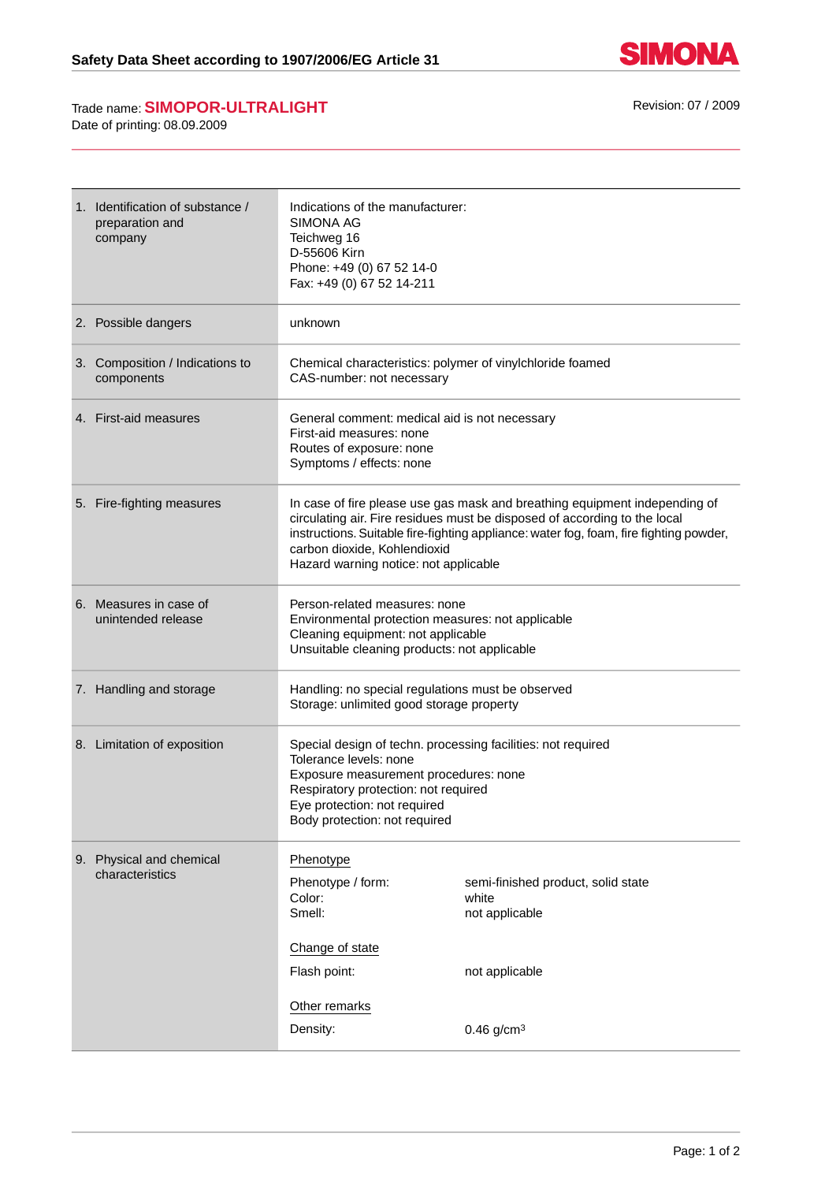# Safety Data Sheet according to 1907/2006/EG Article 31

Trade name: **SIMOPOR-ULTRALIGHT**
Date of printing: 08.09.2009

Revision: 07 / 2009

| | |
|---|---|
| 1. Identification of substance / preparation and company | Indications of the manufacturer:<br>SIMONA AG<br>Teichweg 16<br>D-55606 Kirn<br>Phone: +49 (0) 67 52 14-0<br>Fax: +49 (0) 67 52 14-211 |
| 2. Possible dangers | unknown |
| 3. Composition / Indications to components | Chemical characteristics: polymer of vinylchloride foamed<br>CAS-number: not necessary |
| 4. First-aid measures | General comment: medical aid is not necessary<br>First-aid measures: none<br>Routes of exposure: none<br>Symptoms / effects: none |
| 5. Fire-fighting measures | In case of fire please use gas mask and breathing equipment independing of circulating air. Fire residues must be disposed of according to the local instructions. Suitable fire-fighting appliance: water fog, foam, fire fighting powder, carbon dioxide, Kohlendioxid<br>Hazard warning notice: not applicable |
| 6. Measures in case of unintended release | Person-related measures: none<br>Environmental protection measures: not applicable<br>Cleaning equipment: not applicable<br>Unsuitable cleaning products: not applicable |
| 7. Handling and storage | Handling: no special regulations must be observed<br>Storage: unlimited good storage property |
| 8. Limitation of exposition | Special design of techn. processing facilities: not required<br>Tolerance levels: none<br>Exposure measurement procedures: none<br>Respiratory protection: not required<br>Eye protection: not required<br>Body protection: not required |
| 9. Physical and chemical characteristics | <u>Phenotype</u><br>Phenotype / form: semi-finished product, solid state<br>Color: white<br>Smell: not applicable<br><br><u>Change of state</u><br>Flash point: not applicable<br><br><u>Other remarks</u><br>Density: 0.46 g/cm³ |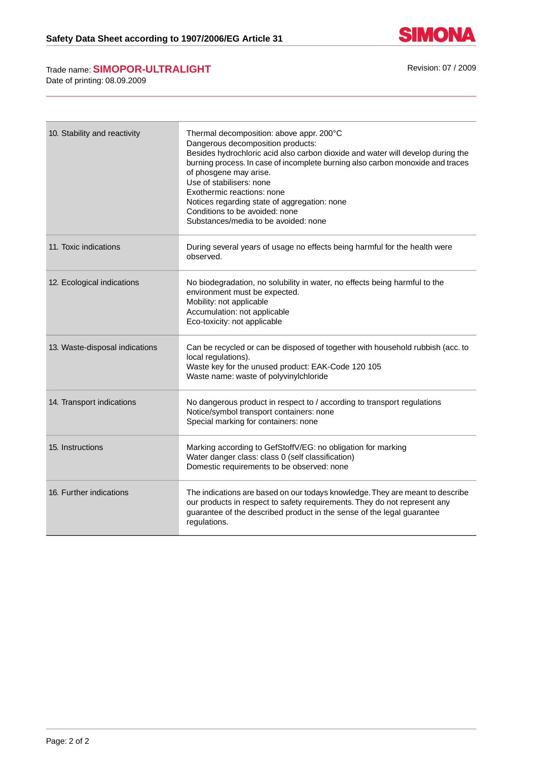Trade name: **SIMOPOR-ULTRALIGHT**

Date of printing: 08.09.2009

Revision: 07 / 2009

| | |
|---|---|
| 10. Stability and reactivity | Thermal decomposition: above appr. 200°C<br>Dangerous decomposition products:<br>Besides hydrochloric acid also carbon dioxide and water will develop during the burning process. In case of incomplete burning also carbon monoxide and traces of phosgene may arise.<br>Use of stabilisers: none<br>Exothermic reactions: none<br>Notices regarding state of aggregation: none<br>Conditions to be avoided: none<br>Substances/media to be avoided: none |
| 11. Toxic indications | During several years of usage no effects being harmful for the health were observed. |
| 12. Ecological indications | No biodegradation, no solubility in water, no effects being harmful to the environment must be expected.<br>Mobility: not applicable<br>Accumulation: not applicable<br>Eco-toxicity: not applicable |
| 13. Waste-disposal indications | Can be recycled or can be disposed of together with household rubbish (acc. to local regulations).<br>Waste key for the unused product: EAK-Code 120 105<br>Waste name: waste of polyvinylchloride |
| 14. Transport indications | No dangerous product in respect to / according to transport regulations<br>Notice/symbol transport containers: none<br>Special marking for containers: none |
| 15. Instructions | Marking according to GefStoffV/EG: no obligation for marking<br>Water danger class: class 0 (self classification)<br>Domestic requirements to be observed: none |
| 16. Further indications | The indications are based on our todays knowledge. They are meant to describe our products in respect to safety requirements. They do not represent any guarantee of the described product in the sense of the legal guarantee regulations. |